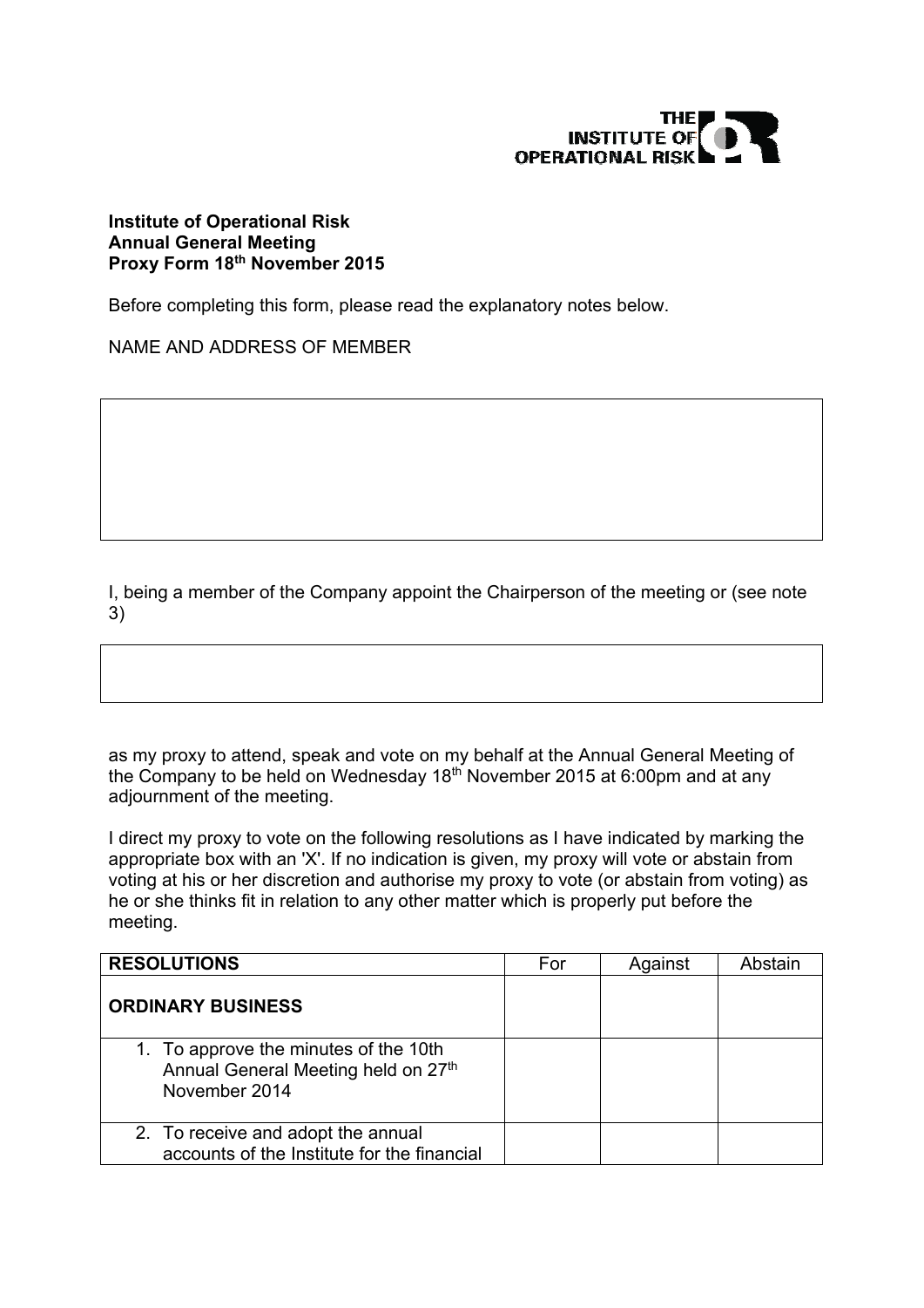**Institute of Operational Risk**
**Annual General Meeting**
**Proxy Form 18th November 2015**

Before completing this form, please read the explanatory notes below.

NAME AND ADDRESS OF MEMBER

| |
|---|
| |

I, being a member of the Company appoint the Chairperson of the meeting or (see note 3)

| |
|---|
| |

as my proxy to attend, speak and vote on my behalf at the Annual General Meeting of the Company to be held on Wednesday 18th November 2015 at 6:00pm and at any adjournment of the meeting.

I direct my proxy to vote on the following resolutions as I have indicated by marking the appropriate box with an 'X'. If no indication is given, my proxy will vote or abstain from voting at his or her discretion and authorise my proxy to vote (or abstain from voting) as he or she thinks fit in relation to any other matter which is properly put before the meeting.

| **RESOLUTIONS** | For | Against | Abstain |
|---|---|---|---|
| **ORDINARY BUSINESS** | | | |
| 1. To approve the minutes of the 10th Annual General Meeting held on 27th November 2014 | | | |
| 2. To receive and adopt the annual accounts of the Institute for the financial | | | |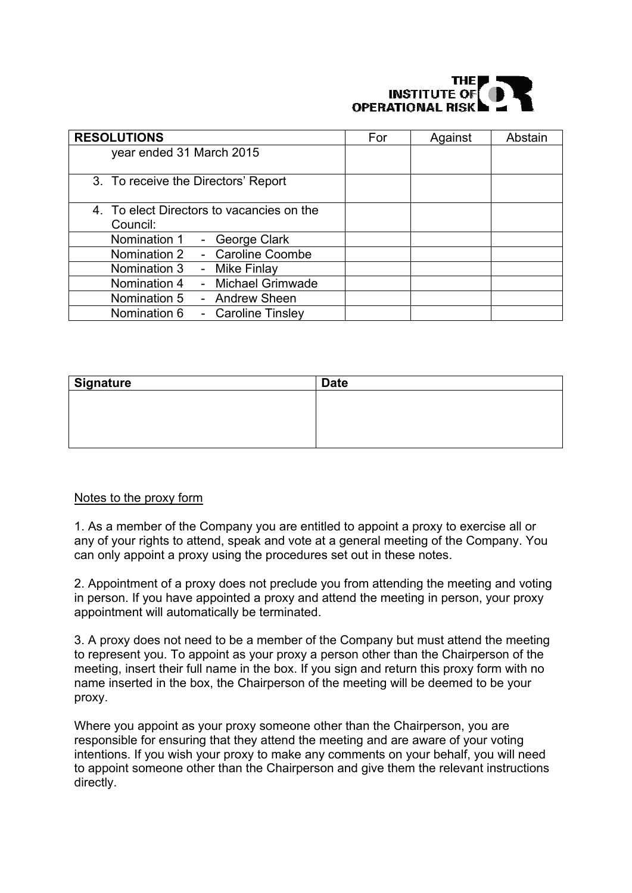| RESOLUTIONS | For | Against | Abstain |
|---|---|---|---|
| year ended 31 March 2015 | | | |
| 3. To receive the Directors' Report | | | |
| 4. To elect Directors to vacancies on the Council: | | | |
| Nomination 1 - George Clark | | | |
| Nomination 2 - Caroline Coombe | | | |
| Nomination 3 - Mike Finlay | | | |
| Nomination 4 - Michael Grimwade | | | |
| Nomination 5 - Andrew Sheen | | | |
| Nomination 6 - Caroline Tinsley | | | |

| Signature | Date |
|---|---|
| | |

Notes to the proxy form

1. As a member of the Company you are entitled to appoint a proxy to exercise all or any of your rights to attend, speak and vote at a general meeting of the Company. You can only appoint a proxy using the procedures set out in these notes.

2. Appointment of a proxy does not preclude you from attending the meeting and voting in person. If you have appointed a proxy and attend the meeting in person, your proxy appointment will automatically be terminated.

3. A proxy does not need to be a member of the Company but must attend the meeting to represent you. To appoint as your proxy a person other than the Chairperson of the meeting, insert their full name in the box. If you sign and return this proxy form with no name inserted in the box, the Chairperson of the meeting will be deemed to be your proxy.

Where you appoint as your proxy someone other than the Chairperson, you are responsible for ensuring that they attend the meeting and are aware of your voting intentions. If you wish your proxy to make any comments on your behalf, you will need to appoint someone other than the Chairperson and give them the relevant instructions directly.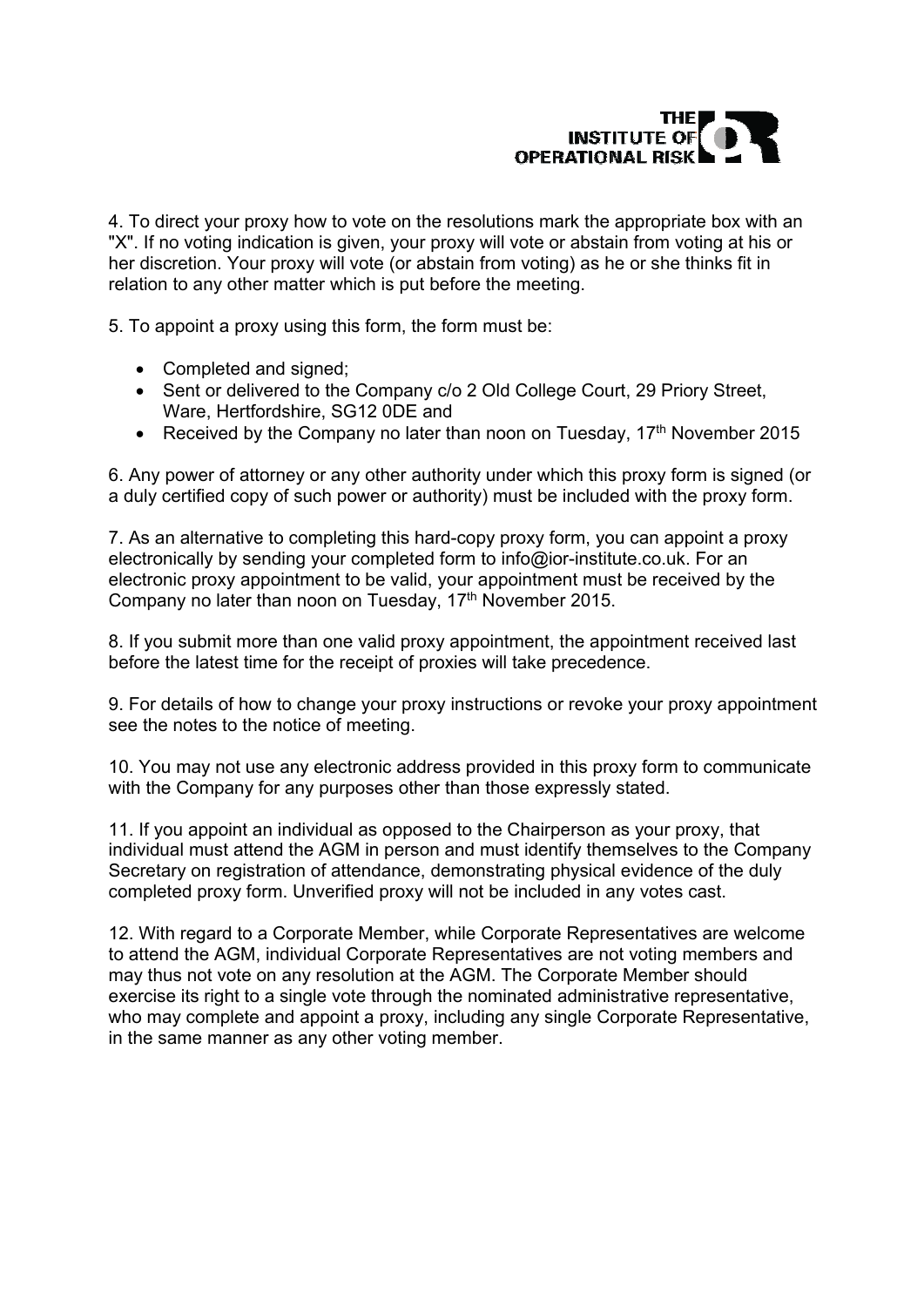4. To direct your proxy how to vote on the resolutions mark the appropriate box with an "X". If no voting indication is given, your proxy will vote or abstain from voting at his or her discretion. Your proxy will vote (or abstain from voting) as he or she thinks fit in relation to any other matter which is put before the meeting.

5. To appoint a proxy using this form, the form must be:

- Completed and signed;
- Sent or delivered to the Company c/o 2 Old College Court, 29 Priory Street, Ware, Hertfordshire, SG12 0DE and
- Received by the Company no later than noon on Tuesday, 17th November 2015

6. Any power of attorney or any other authority under which this proxy form is signed (or a duly certified copy of such power or authority) must be included with the proxy form.

7. As an alternative to completing this hard-copy proxy form, you can appoint a proxy electronically by sending your completed form to info@ior-institute.co.uk. For an electronic proxy appointment to be valid, your appointment must be received by the Company no later than noon on Tuesday, 17th November 2015.

8. If you submit more than one valid proxy appointment, the appointment received last before the latest time for the receipt of proxies will take precedence.

9. For details of how to change your proxy instructions or revoke your proxy appointment see the notes to the notice of meeting.

10. You may not use any electronic address provided in this proxy form to communicate with the Company for any purposes other than those expressly stated.

11. If you appoint an individual as opposed to the Chairperson as your proxy, that individual must attend the AGM in person and must identify themselves to the Company Secretary on registration of attendance, demonstrating physical evidence of the duly completed proxy form. Unverified proxy will not be included in any votes cast.

12. With regard to a Corporate Member, while Corporate Representatives are welcome to attend the AGM, individual Corporate Representatives are not voting members and may thus not vote on any resolution at the AGM. The Corporate Member should exercise its right to a single vote through the nominated administrative representative, who may complete and appoint a proxy, including any single Corporate Representative, in the same manner as any other voting member.